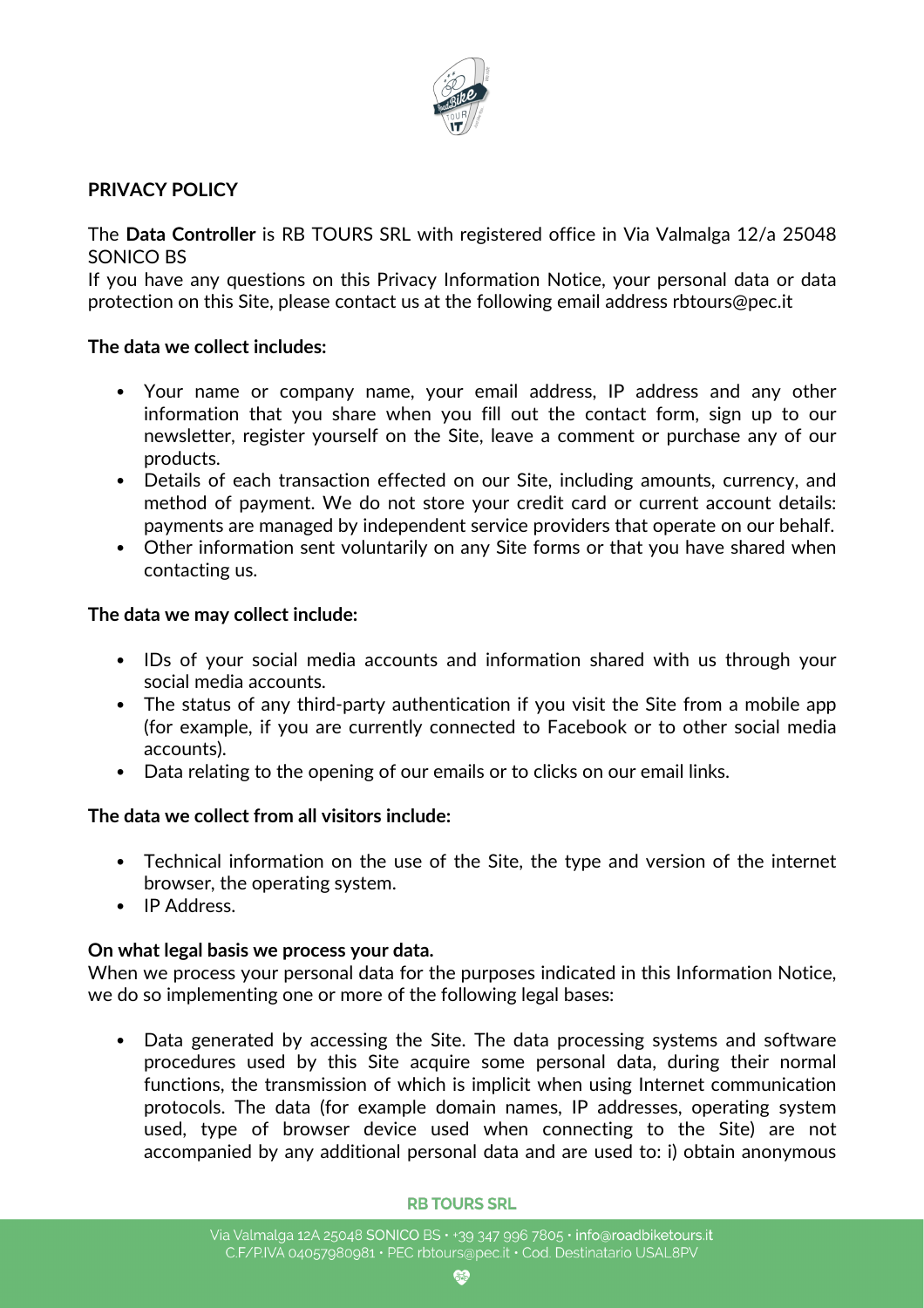# PRIVACY POLICY

The **Data Controller** is RB TOURS SRL with registered office in Via Valmalga 12/a 25048 SONICO BS

If you have any questions on this Privacy Information Notice, your personal data or data protection on this Site, please contact us at the following email address rbtours@pec.it

**The data we collect includes:**

- Your name or company name, your email address, IP address and any other information that you share when you fill out the contact form, sign up to our newsletter, register yourself on the Site, leave a comment or purchase any of our products.
- Details of each transaction effected on our Site, including amounts, currency, and method of payment. We do not store your credit card or current account details: payments are managed by independent service providers that operate on our behalf.
- Other information sent voluntarily on any Site forms or that you have shared when contacting us.

**The data we may collect include:**

- IDs of your social media accounts and information shared with us through your social media accounts.
- The status of any third-party authentication if you visit the Site from a mobile app (for example, if you are currently connected to Facebook or to other social media accounts).
- Data relating to the opening of our emails or to clicks on our email links.

**The data we collect from all visitors include:**

- Technical information on the use of the Site, the type and version of the internet browser, the operating system.
- IP Address.

**On what legal basis we process your data.**

When we process your personal data for the purposes indicated in this Information Notice, we do so implementing one or more of the following legal bases:

- Data generated by accessing the Site. The data processing systems and software procedures used by this Site acquire some personal data, during their normal functions, the transmission of which is implicit when using Internet communication protocols. The data (for example domain names, IP addresses, operating system used, type of browser device used when connecting to the Site) are not accompanied by any additional personal data and are used to: i) obtain anonymous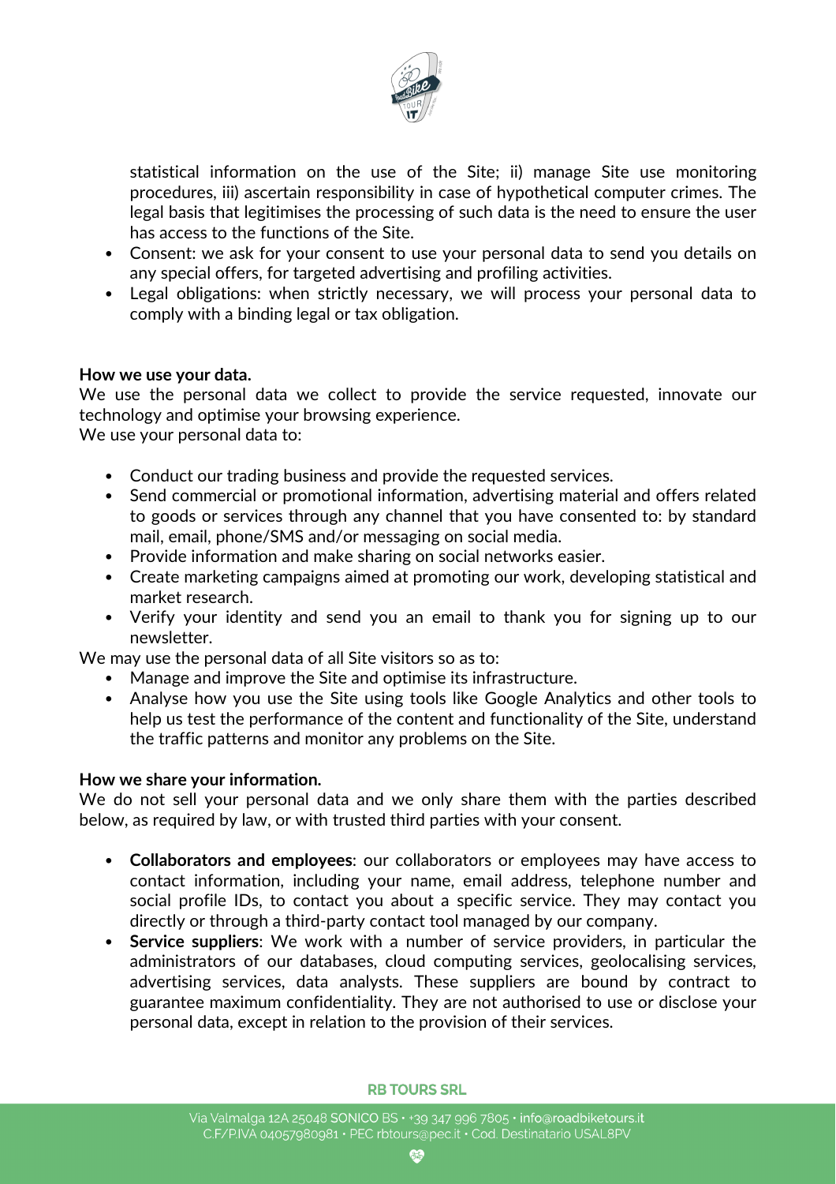statistical information on the use of the Site; ii) manage Site use monitoring procedures, iii) ascertain responsibility in case of hypothetical computer crimes. The legal basis that legitimises the processing of such data is the need to ensure the user has access to the functions of the Site.

- Consent: we ask for your consent to use your personal data to send you details on any special offers, for targeted advertising and profiling activities.
- Legal obligations: when strictly necessary, we will process your personal data to comply with a binding legal or tax obligation.

**How we use your data.**
We use the personal data we collect to provide the service requested, innovate our technology and optimise your browsing experience.
We use your personal data to:

- Conduct our trading business and provide the requested services.
- Send commercial or promotional information, advertising material and offers related to goods or services through any channel that you have consented to: by standard mail, email, phone/SMS and/or messaging on social media.
- Provide information and make sharing on social networks easier.
- Create marketing campaigns aimed at promoting our work, developing statistical and market research.
- Verify your identity and send you an email to thank you for signing up to our newsletter.

We may use the personal data of all Site visitors so as to:

- Manage and improve the Site and optimise its infrastructure.
- Analyse how you use the Site using tools like Google Analytics and other tools to help us test the performance of the content and functionality of the Site, understand the traffic patterns and monitor any problems on the Site.

**How we share your information.**
We do not sell your personal data and we only share them with the parties described below, as required by law, or with trusted third parties with your consent.

- **Collaborators and employees**: our collaborators or employees may have access to contact information, including your name, email address, telephone number and social profile IDs, to contact you about a specific service. They may contact you directly or through a third-party contact tool managed by our company.
- **Service suppliers**: We work with a number of service providers, in particular the administrators of our databases, cloud computing services, geolocalising services, advertising services, data analysts. These suppliers are bound by contract to guarantee maximum confidentiality. They are not authorised to use or disclose your personal data, except in relation to the provision of their services.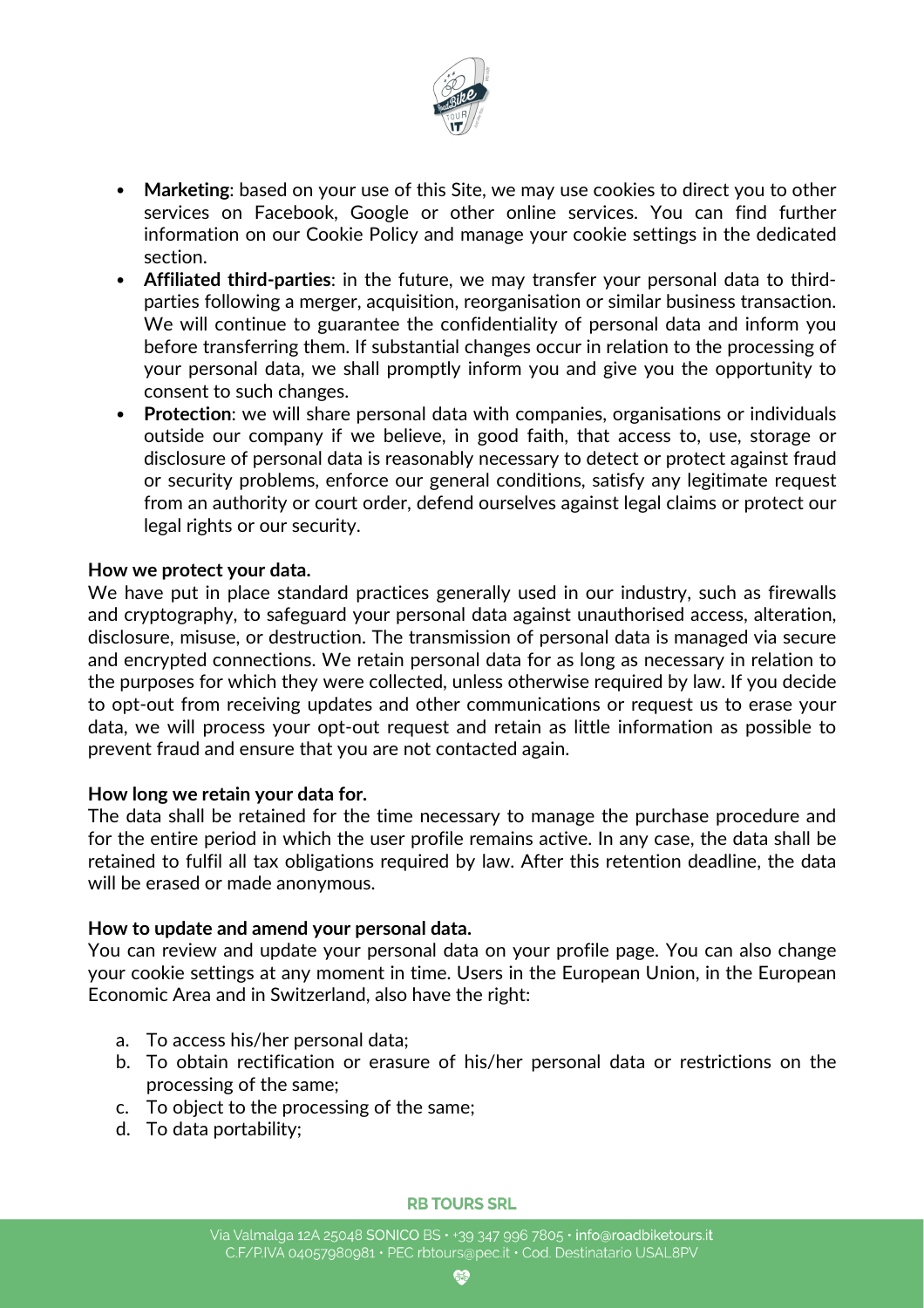- **Marketing**: based on your use of this Site, we may use cookies to direct you to other services on Facebook, Google or other online services. You can find further information on our Cookie Policy and manage your cookie settings in the dedicated section.
- **Affiliated third-parties**: in the future, we may transfer your personal data to third-parties following a merger, acquisition, reorganisation or similar business transaction. We will continue to guarantee the confidentiality of personal data and inform you before transferring them. If substantial changes occur in relation to the processing of your personal data, we shall promptly inform you and give you the opportunity to consent to such changes.
- **Protection**: we will share personal data with companies, organisations or individuals outside our company if we believe, in good faith, that access to, use, storage or disclosure of personal data is reasonably necessary to detect or protect against fraud or security problems, enforce our general conditions, satisfy any legitimate request from an authority or court order, defend ourselves against legal claims or protect our legal rights or our security.

**How we protect your data.**

We have put in place standard practices generally used in our industry, such as firewalls and cryptography, to safeguard your personal data against unauthorised access, alteration, disclosure, misuse, or destruction. The transmission of personal data is managed via secure and encrypted connections. We retain personal data for as long as necessary in relation to the purposes for which they were collected, unless otherwise required by law. If you decide to opt-out from receiving updates and other communications or request us to erase your data, we will process your opt-out request and retain as little information as possible to prevent fraud and ensure that you are not contacted again.

**How long we retain your data for.**

The data shall be retained for the time necessary to manage the purchase procedure and for the entire period in which the user profile remains active. In any case, the data shall be retained to fulfil all tax obligations required by law. After this retention deadline, the data will be erased or made anonymous.

**How to update and amend your personal data.**

You can review and update your personal data on your profile page. You can also change your cookie settings at any moment in time. Users in the European Union, in the European Economic Area and in Switzerland, also have the right:

a. To access his/her personal data;
b. To obtain rectification or erasure of his/her personal data or restrictions on the processing of the same;
c. To object to the processing of the same;
d. To data portability;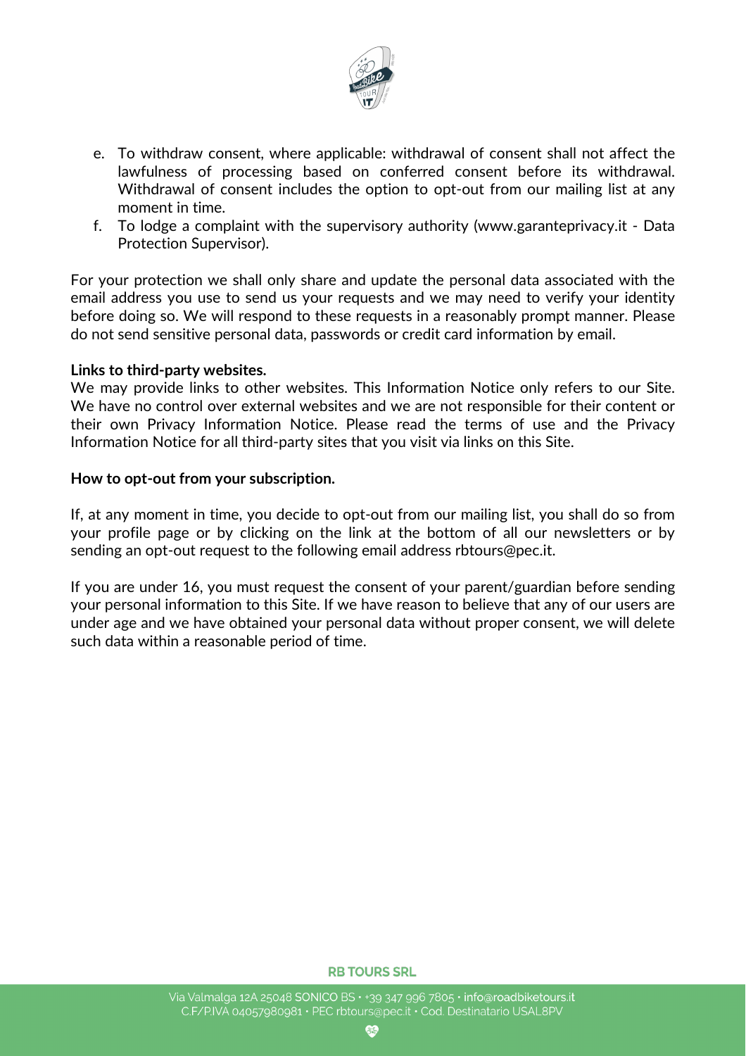e. To withdraw consent, where applicable: withdrawal of consent shall not affect the lawfulness of processing based on conferred consent before its withdrawal. Withdrawal of consent includes the option to opt-out from our mailing list at any moment in time.
f. To lodge a complaint with the supervisory authority (www.garanteprivacy.it - Data Protection Supervisor).

For your protection we shall only share and update the personal data associated with the email address you use to send us your requests and we may need to verify your identity before doing so. We will respond to these requests in a reasonably prompt manner. Please do not send sensitive personal data, passwords or credit card information by email.

**Links to third-party websites.**
We may provide links to other websites. This Information Notice only refers to our Site. We have no control over external websites and we are not responsible for their content or their own Privacy Information Notice. Please read the terms of use and the Privacy Information Notice for all third-party sites that you visit via links on this Site.

**How to opt-out from your subscription.**

If, at any moment in time, you decide to opt-out from our mailing list, you shall do so from your profile page or by clicking on the link at the bottom of all our newsletters or by sending an opt-out request to the following email address rbtours@pec.it.

If you are under 16, you must request the consent of your parent/guardian before sending your personal information to this Site. If we have reason to believe that any of our users are under age and we have obtained your personal data without proper consent, we will delete such data within a reasonable period of time.